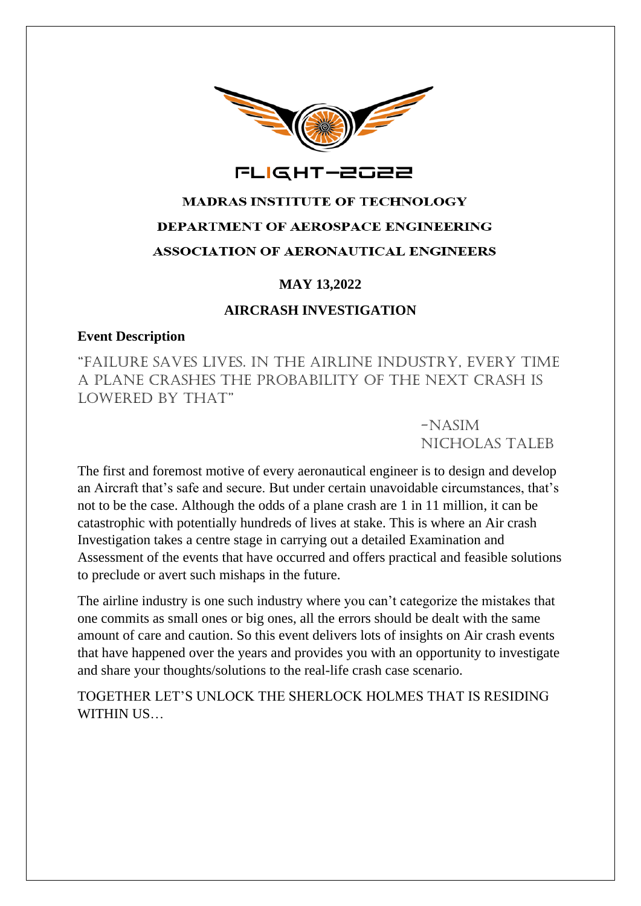FLIGHT-2022

**MADRAS INSTITUTE OF TECHNOLOGY**

**DEPARTMENT OF AEROSPACE ENGINEERING**

**ASSOCIATION OF AERONAUTICAL ENGINEERS**

**MAY 13,2022**

**AIRCRASH INVESTIGATION**

**Event Description**

"FAILURE SAVES LIVES. IN THE AIRLINE INDUSTRY, EVERY TIME A PLANE CRASHES THE PROBABILITY OF THE NEXT CRASH IS LOWERED BY THAT"

-NASIM NICHOLAS TALEB

The first and foremost motive of every aeronautical engineer is to design and develop an Aircraft that's safe and secure. But under certain unavoidable circumstances, that's not to be the case. Although the odds of a plane crash are 1 in 11 million, it can be catastrophic with potentially hundreds of lives at stake. This is where an Air crash Investigation takes a centre stage in carrying out a detailed Examination and Assessment of the events that have occurred and offers practical and feasible solutions to preclude or avert such mishaps in the future.

The airline industry is one such industry where you can't categorize the mistakes that one commits as small ones or big ones, all the errors should be dealt with the same amount of care and caution. So this event delivers lots of insights on Air crash events that have happened over the years and provides you with an opportunity to investigate and share your thoughts/solutions to the real-life crash case scenario.

TOGETHER LET'S UNLOCK THE SHERLOCK HOLMES THAT IS RESIDING WITHIN US…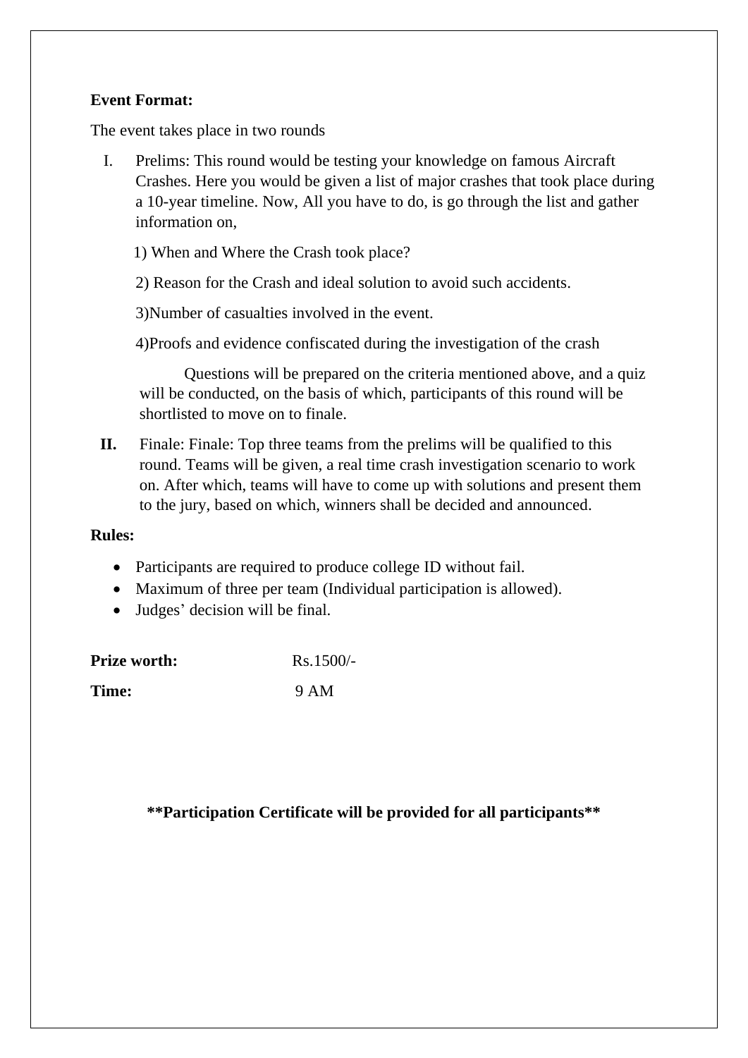**Event Format:**

The event takes place in two rounds

I. Prelims: This round would be testing your knowledge on famous Aircraft Crashes. Here you would be given a list of major crashes that took place during a 10-year timeline. Now, All you have to do, is go through the list and gather information on,

   1) When and Where the Crash took place?

   2) Reason for the Crash and ideal solution to avoid such accidents.

   3)Number of casualties involved in the event.

   4)Proofs and evidence confiscated during the investigation of the crash

   Questions will be prepared on the criteria mentioned above, and a quiz will be conducted, on the basis of which, participants of this round will be shortlisted to move on to finale.

**II.** Finale: Finale: Top three teams from the prelims will be qualified to this round. Teams will be given, a real time crash investigation scenario to work on. After which, teams will have to come up with solutions and present them to the jury, based on which, winners shall be decided and announced.

**Rules:**

- Participants are required to produce college ID without fail.
- Maximum of three per team (Individual participation is allowed).
- Judges' decision will be final.

**Prize worth:** Rs.1500/-

**Time:** 9 AM

**\*\*Participation Certificate will be provided for all participants\*\***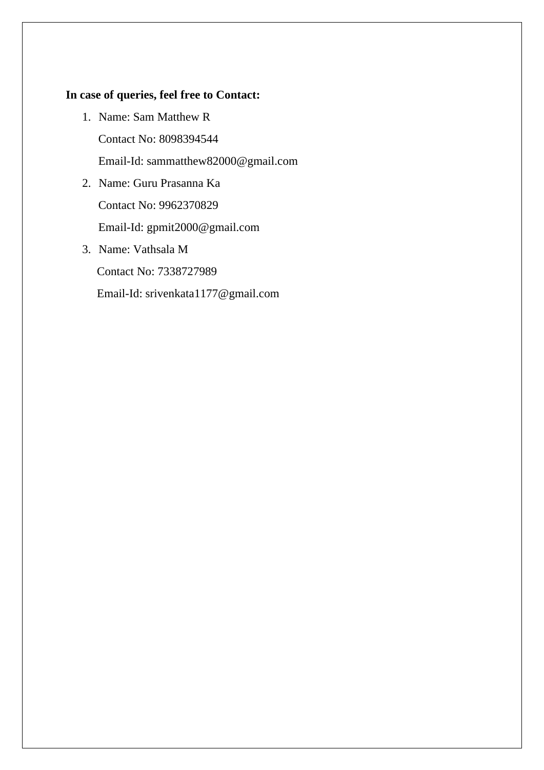**In case of queries, feel free to Contact:**

1. Name: Sam Matthew R

   Contact No: 8098394544

   Email-Id: sammatthew82000@gmail.com

2. Name: Guru Prasanna Ka

   Contact No: 9962370829

   Email-Id: gpmit2000@gmail.com

3. Name: Vathsala M

   Contact No: 7338727989

   Email-Id: srivenkata1177@gmail.com